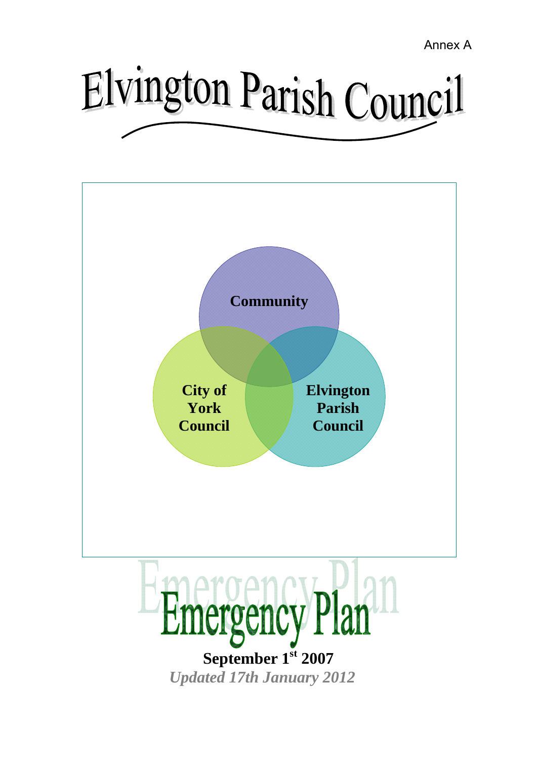Annex A

# Elvington Parish Council

Community

City of York Council

Elvington Parish Council

# Emergency Plan

**September 1st 2007**

***Updated 17th January 2012***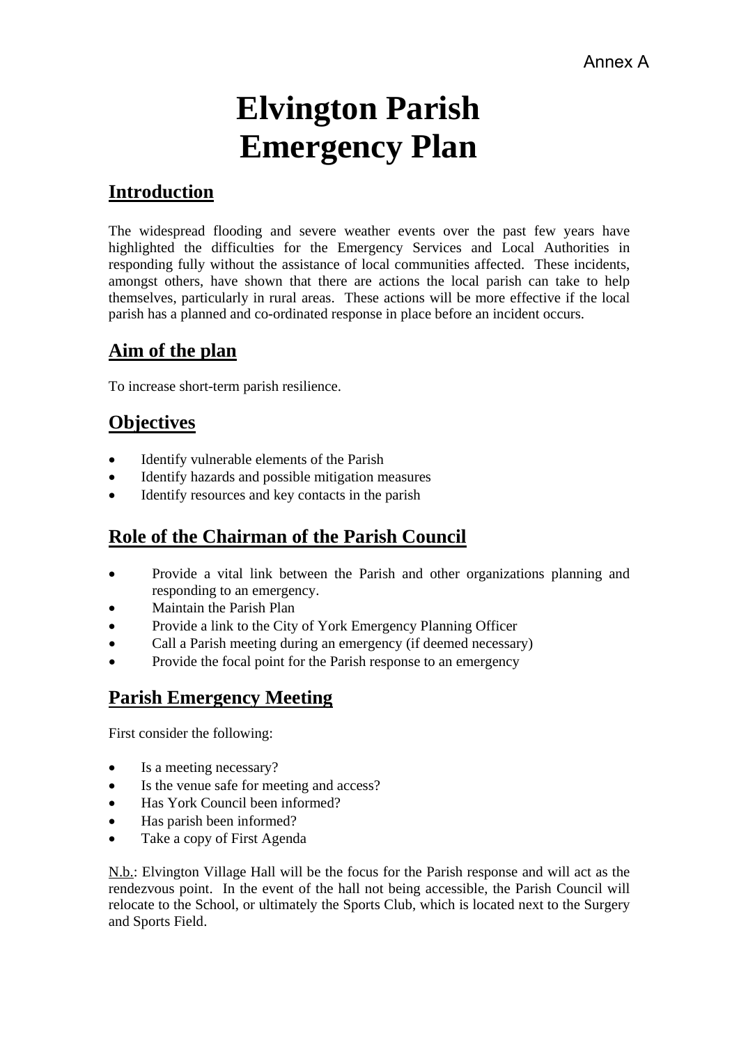Annex A

# Elvington Parish Emergency Plan

## Introduction

The widespread flooding and severe weather events over the past few years have highlighted the difficulties for the Emergency Services and Local Authorities in responding fully without the assistance of local communities affected. These incidents, amongst others, have shown that there are actions the local parish can take to help themselves, particularly in rural areas. These actions will be more effective if the local parish has a planned and co-ordinated response in place before an incident occurs.

## Aim of the plan

To increase short-term parish resilience.

## Objectives

- Identify vulnerable elements of the Parish
- Identify hazards and possible mitigation measures
- Identify resources and key contacts in the parish

## Role of the Chairman of the Parish Council

- Provide a vital link between the Parish and other organizations planning and responding to an emergency.
- Maintain the Parish Plan
- Provide a link to the City of York Emergency Planning Officer
- Call a Parish meeting during an emergency (if deemed necessary)
- Provide the focal point for the Parish response to an emergency

## Parish Emergency Meeting

First consider the following:

- Is a meeting necessary?
- Is the venue safe for meeting and access?
- Has York Council been informed?
- Has parish been informed?
- Take a copy of First Agenda

N.b.: Elvington Village Hall will be the focus for the Parish response and will act as the rendezvous point. In the event of the hall not being accessible, the Parish Council will relocate to the School, or ultimately the Sports Club, which is located next to the Surgery and Sports Field.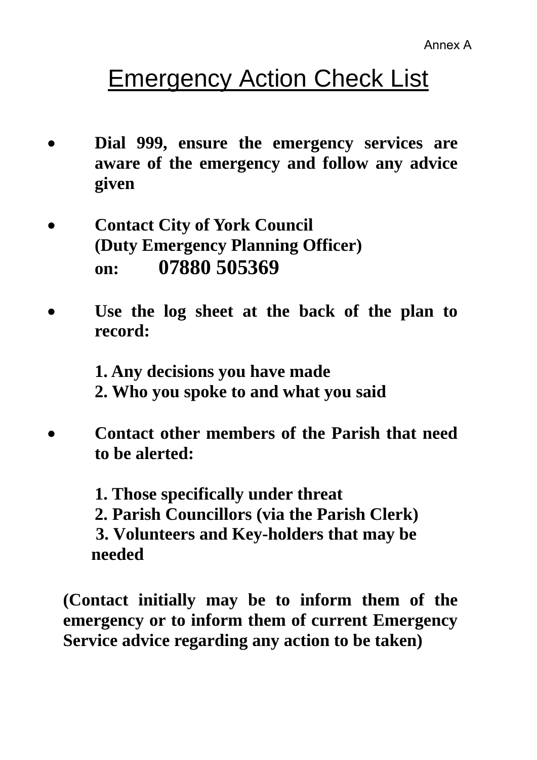Annex A

# Emergency Action Check List

- **Dial 999, ensure the emergency services are aware of the emergency and follow any advice given**

- **Contact City of York Council (Duty Emergency Planning Officer) on: 07880 505369**

- **Use the log sheet at the back of the plan to record:**

  **1. Any decisions you have made**
  **2. Who you spoke to and what you said**

- **Contact other members of the Parish that need to be alerted:**

  **1. Those specifically under threat**
  **2. Parish Councillors (via the Parish Clerk)**
  **3. Volunteers and Key-holders that may be needed**

**(Contact initially may be to inform them of the emergency or to inform them of current Emergency Service advice regarding any action to be taken)**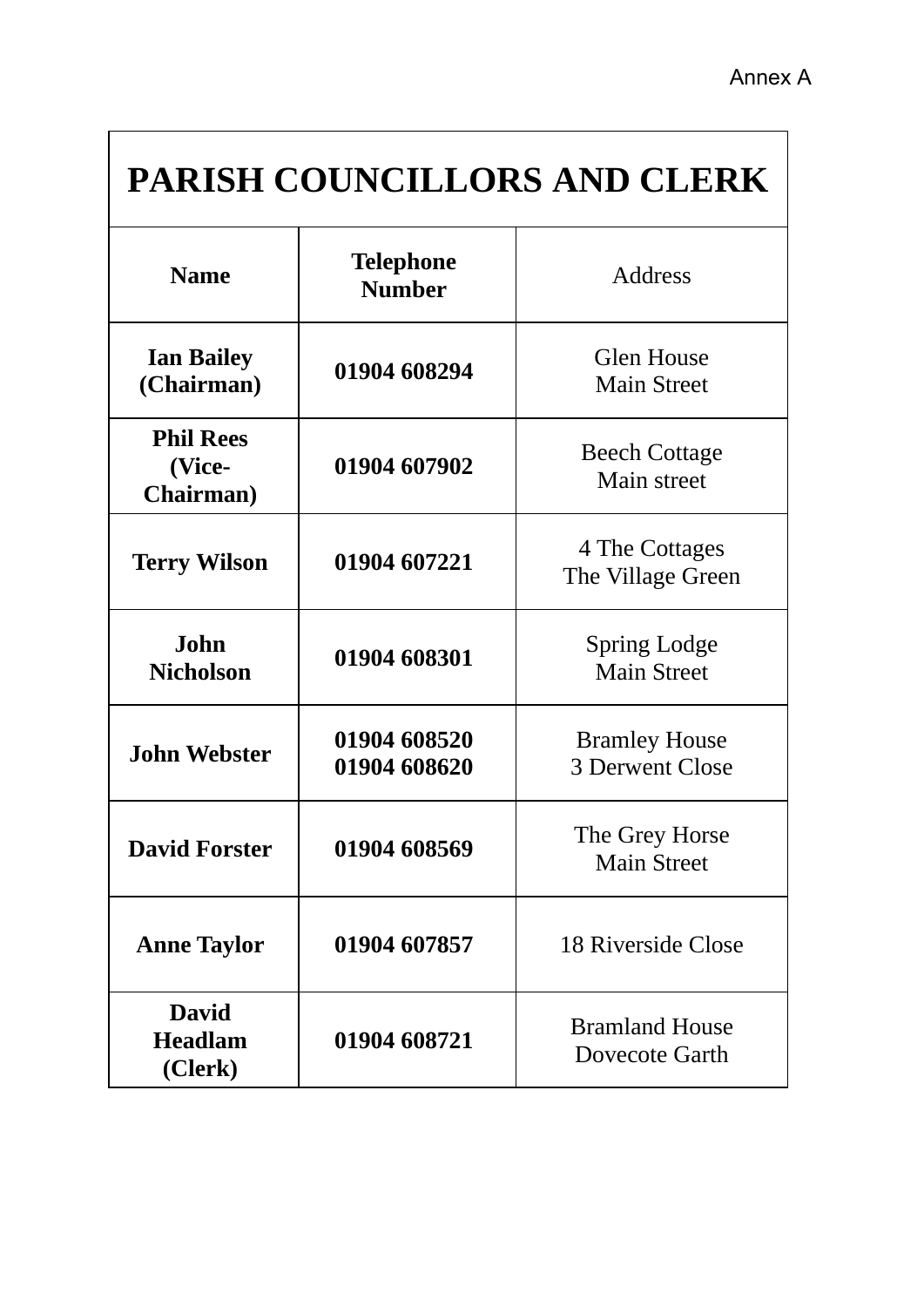Annex A

| PARISH COUNCILLORS AND CLERK | | |
|---|---|---|
| **Name** | **Telephone Number** | Address |
| **Ian Bailey (Chairman)** | **01904 608294** | Glen House<br>Main Street |
| **Phil Rees (Vice-Chairman)** | **01904 607902** | Beech Cottage<br>Main street |
| **Terry Wilson** | **01904 607221** | 4 The Cottages<br>The Village Green |
| **John Nicholson** | **01904 608301** | Spring Lodge<br>Main Street |
| **John Webster** | **01904 608520<br>01904 608620** | Bramley House<br>3 Derwent Close |
| **David Forster** | **01904 608569** | The Grey Horse<br>Main Street |
| **Anne Taylor** | **01904 607857** | 18 Riverside Close |
| **David Headlam (Clerk)** | **01904 608721** | Bramland House<br>Dovecote Garth |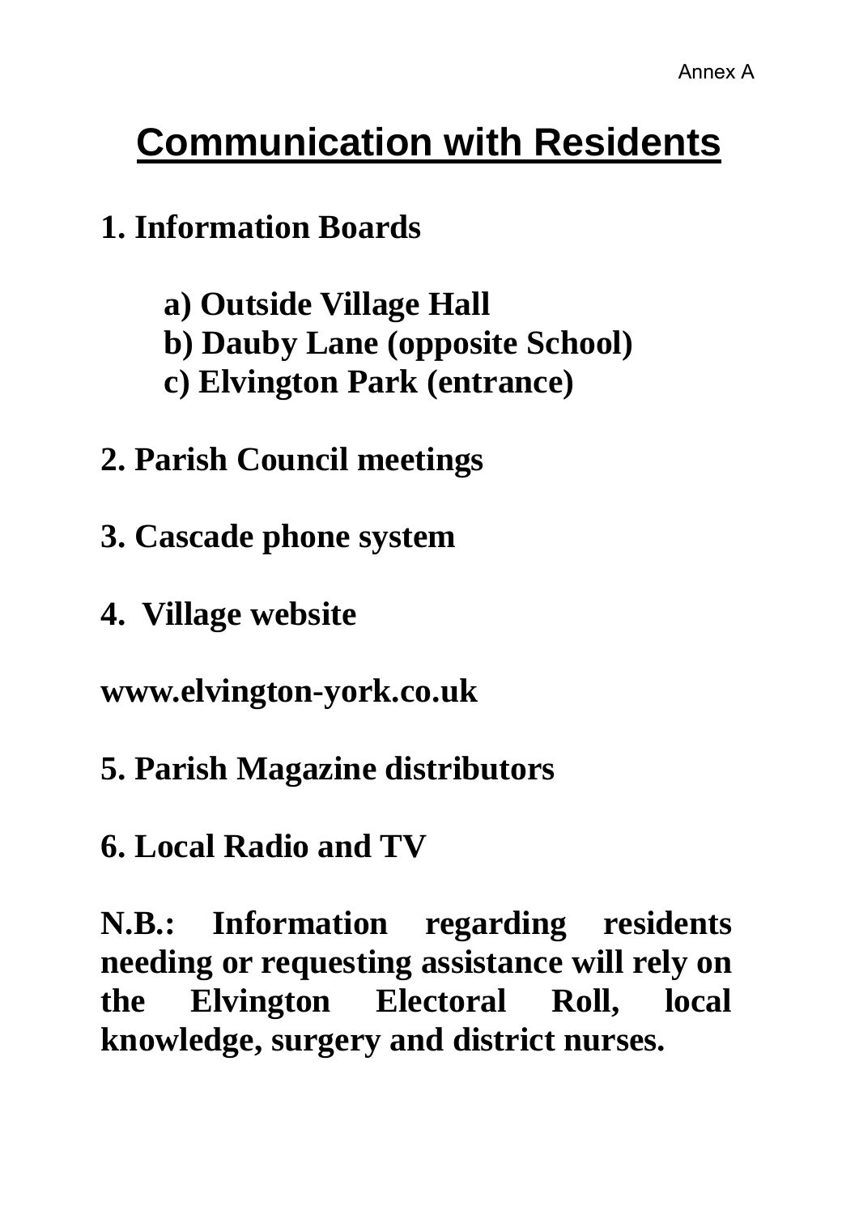Annex A

# Communication with Residents

**1. Information Boards**

- **a) Outside Village Hall**
- **b) Dauby Lane (opposite School)**
- **c) Elvington Park (entrance)**

**2. Parish Council meetings**

**3. Cascade phone system**

**4. Village website**

**www.elvington-york.co.uk**

**5. Parish Magazine distributors**

**6. Local Radio and TV**

**N.B.: Information regarding residents needing or requesting assistance will rely on the Elvington Electoral Roll, local knowledge, surgery and district nurses.**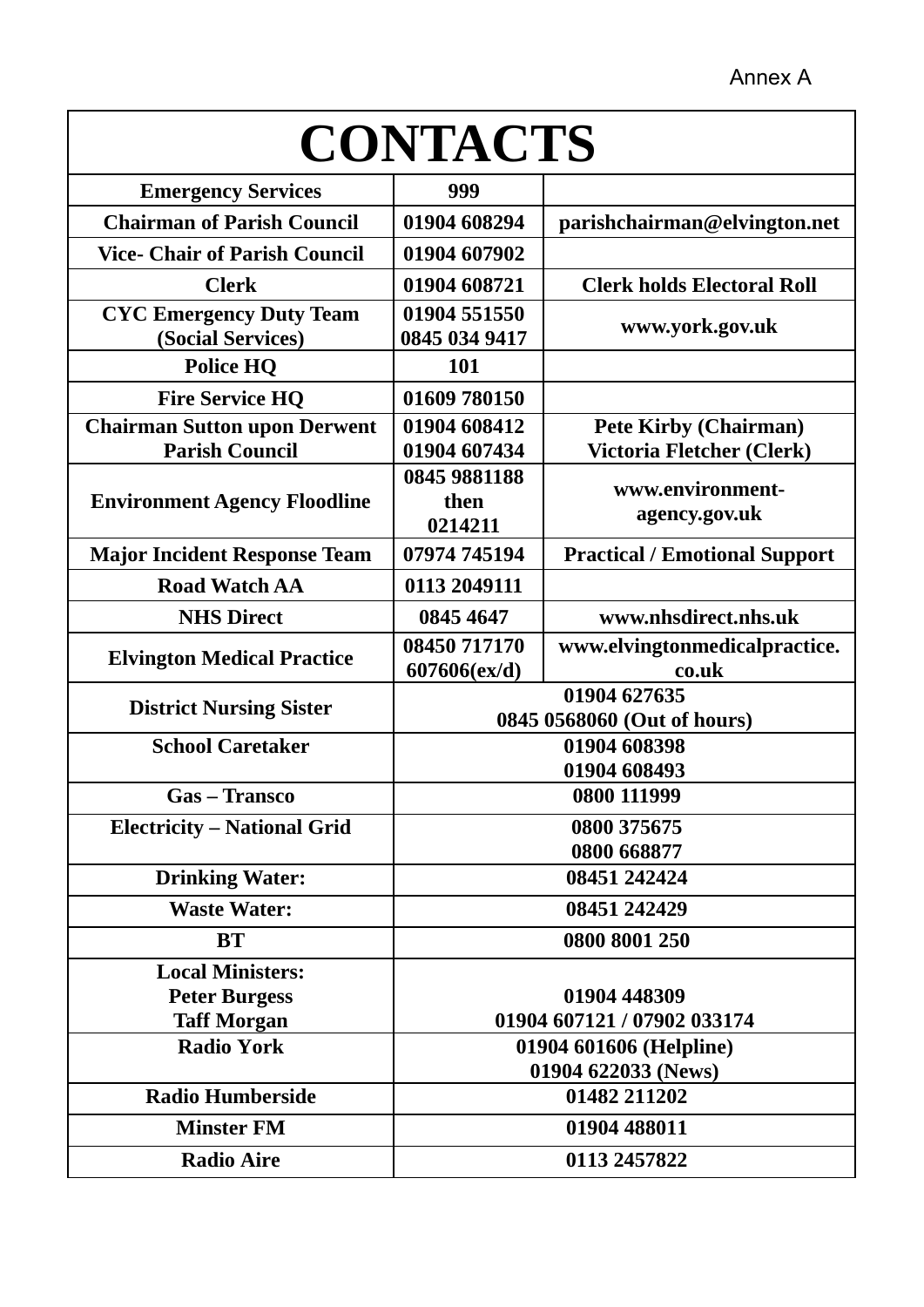Annex A

| CONTACTS | | |
|---|---|---|
| **Emergency Services** | **999** | |
| **Chairman of Parish Council** | **01904 608294** | **parishchairman@elvington.net** |
| **Vice- Chair of Parish Council** | **01904 607902** | |
| **Clerk** | **01904 608721** | **Clerk holds Electoral Roll** |
| **CYC Emergency Duty Team (Social Services)** | **01904 551550 0845 034 9417** | **www.york.gov.uk** |
| **Police HQ** | **101** | |
| **Fire Service HQ** | **01609 780150** | |
| **Chairman Sutton upon Derwent Parish Council** | **01904 608412 01904 607434** | **Pete Kirby (Chairman) Victoria Fletcher (Clerk)** |
| **Environment Agency Floodline** | **0845 9881188 then 0214211** | **www.environment-agency.gov.uk** |
| **Major Incident Response Team** | **07974 745194** | **Practical / Emotional Support** |
| **Road Watch AA** | **0113 2049111** | |
| **NHS Direct** | **0845 4647** | **www.nhsdirect.nhs.uk** |
| **Elvington Medical Practice** | **08450 717170 607606(ex/d)** | **www.elvingtonmedicalpractice.co.uk** |
| **District Nursing Sister** | **01904 627635 0845 0568060 (Out of hours)** | |
| **School Caretaker** | **01904 608398 01904 608493** | |
| **Gas – Transco** | **0800 111999** | |
| **Electricity – National Grid** | **0800 375675 0800 668877** | |
| **Drinking Water:** | **08451 242424** | |
| **Waste Water:** | **08451 242429** | |
| **BT** | **0800 8001 250** | |
| **Local Ministers: Peter Burgess Taff Morgan** | **01904 448309 01904 607121 / 07902 033174** | |
| **Radio York** | **01904 601606 (Helpline) 01904 622033 (News)** | |
| **Radio Humberside** | **01482 211202** | |
| **Minster FM** | **01904 488011** | |
| **Radio Aire** | **0113 2457822** | |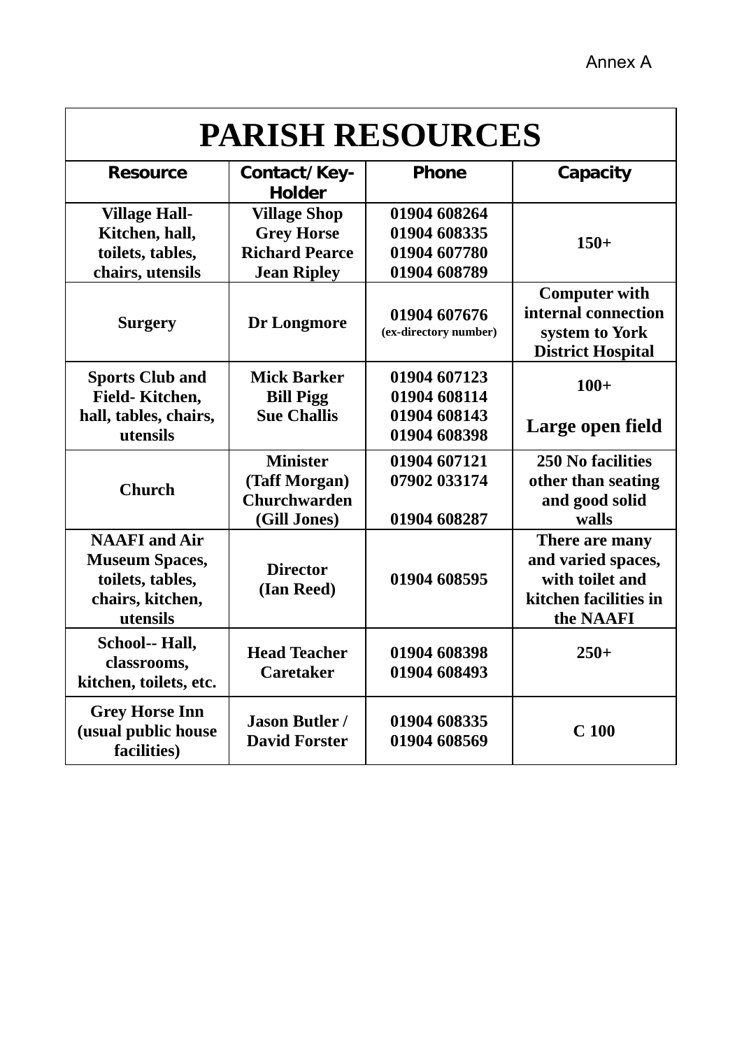Annex A

# PARISH RESOURCES

| Resource | Contact/Key-Holder | Phone | Capacity |
|---|---|---|---|
| **Village Hall- Kitchen, hall, toilets, tables, chairs, utensils** | **Village Shop<br>Grey Horse<br>Richard Pearce<br>Jean Ripley** | **01904 608264<br>01904 608335<br>01904 607780<br>01904 608789** | **150+** |
| **Surgery** | **Dr Longmore** | **01904 607676<br>(ex-directory number)** | **Computer with internal connection system to York District Hospital** |
| **Sports Club and Field- Kitchen, hall, tables, chairs, utensils** | **Mick Barker<br>Bill Pigg<br>Sue Challis** | **01904 607123<br>01904 608114<br>01904 608143<br>01904 608398** | **100+<br><br>Large open field** |
| **Church** | **Minister<br>(Taff Morgan)<br>Churchwarden<br>(Gill Jones)** | **01904 607121<br>07902 033174<br><br>01904 608287** | **250 No facilities other than seating and good solid walls** |
| **NAAFI and Air Museum Spaces, toilets, tables, chairs, kitchen, utensils** | **Director<br>(Ian Reed)** | **01904 608595** | **There are many and varied spaces, with toilet and kitchen facilities in the NAAFI** |
| **School-- Hall, classrooms, kitchen, toilets, etc.** | **Head Teacher<br>Caretaker** | **01904 608398<br>01904 608493** | **250+** |
| **Grey Horse Inn (usual public house facilities)** | **Jason Butler / David Forster** | **01904 608335<br>01904 608569** | **C 100** |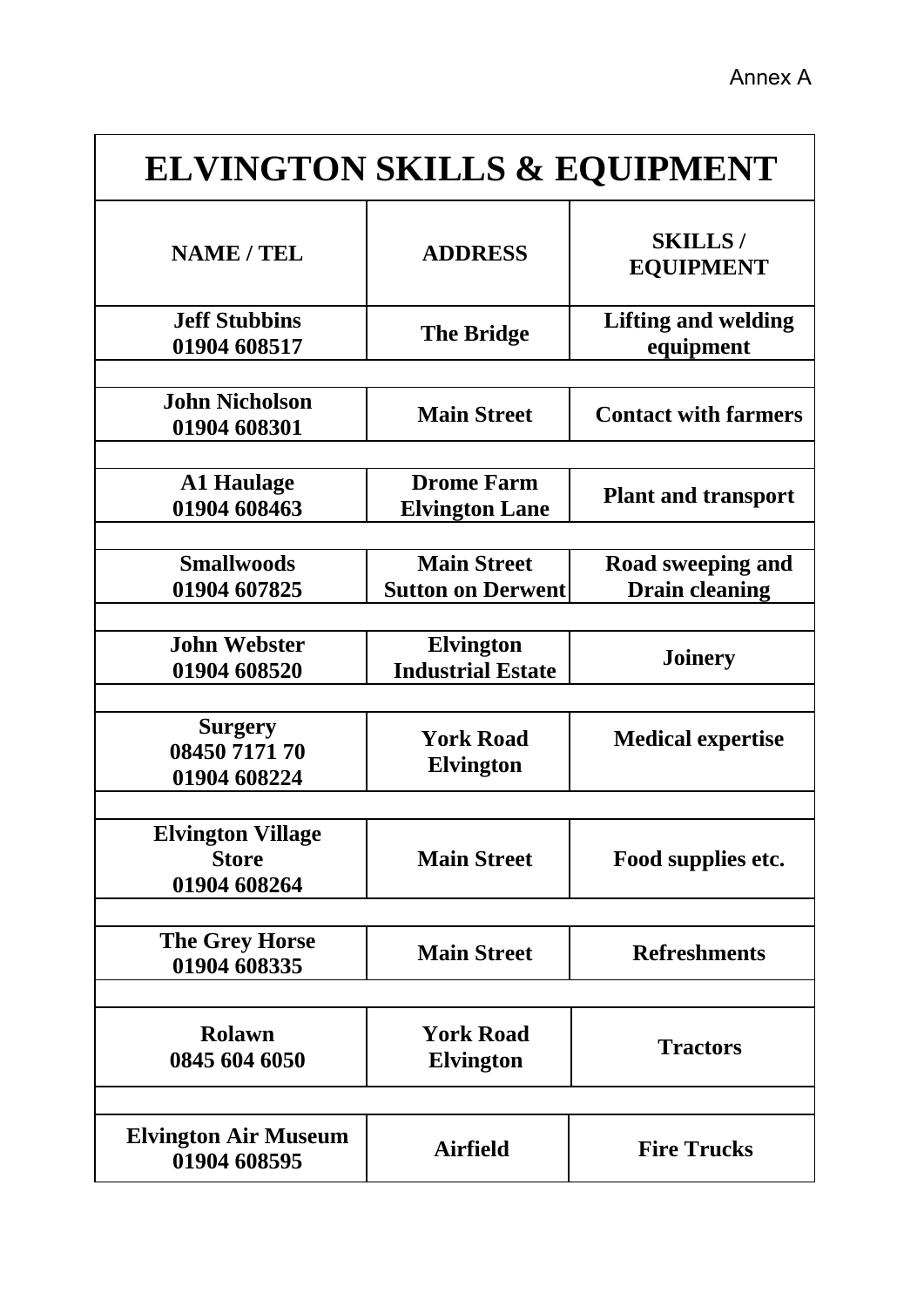Annex A

# ELVINGTON SKILLS & EQUIPMENT

| NAME / TEL | ADDRESS | SKILLS / EQUIPMENT |
|---|---|---|
| **Jeff Stubbins**<br>**01904 608517** | **The Bridge** | **Lifting and welding equipment** |
| **John Nicholson**<br>**01904 608301** | **Main Street** | **Contact with farmers** |
| **A1 Haulage**<br>**01904 608463** | **Drome Farm Elvington Lane** | **Plant and transport** |
| **Smallwoods**<br>**01904 607825** | **Main Street Sutton on Derwent** | **Road sweeping and Drain cleaning** |
| **John Webster**<br>**01904 608520** | **Elvington Industrial Estate** | **Joinery** |
| **Surgery**<br>**08450 7171 70**<br>**01904 608224** | **York Road Elvington** | **Medical expertise** |
| **Elvington Village Store**<br>**01904 608264** | **Main Street** | **Food supplies etc.** |
| **The Grey Horse**<br>**01904 608335** | **Main Street** | **Refreshments** |
| **Rolawn**<br>**0845 604 6050** | **York Road Elvington** | **Tractors** |
| **Elvington Air Museum**<br>**01904 608595** | **Airfield** | **Fire Trucks** |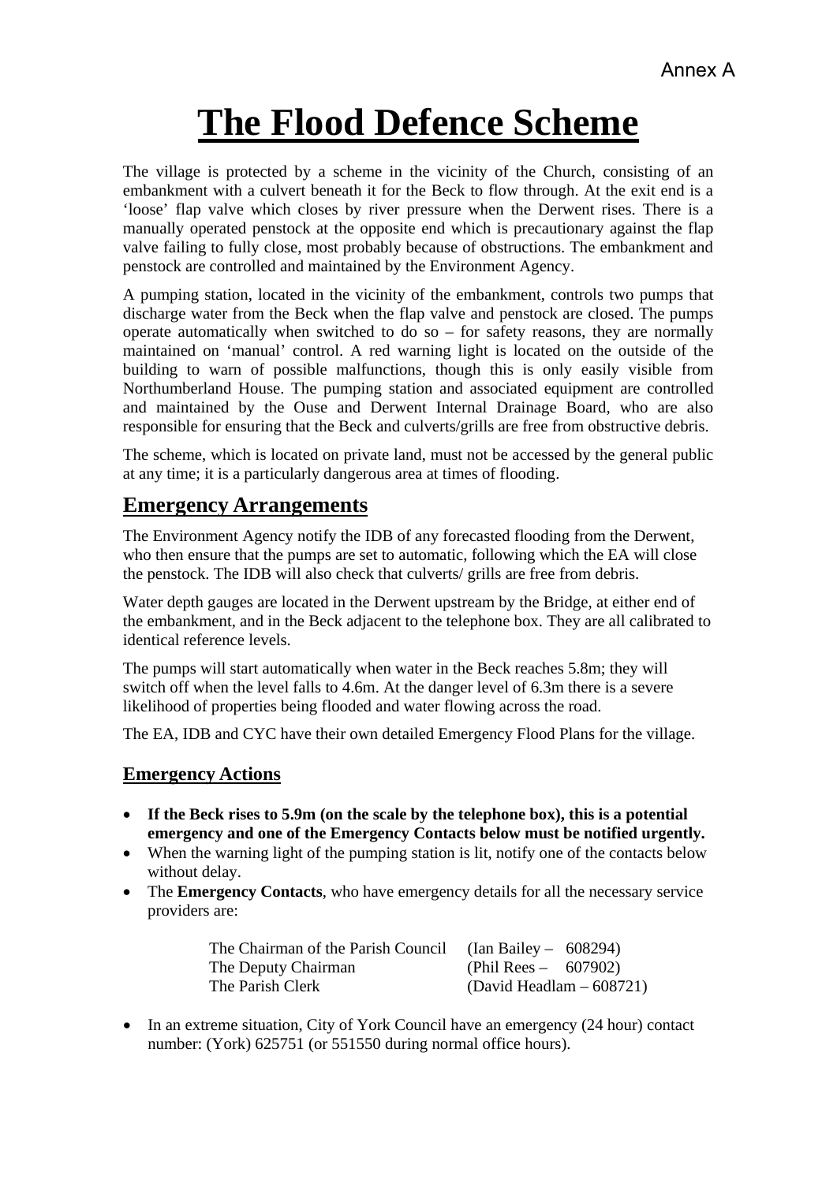Annex A

# The Flood Defence Scheme

The village is protected by a scheme in the vicinity of the Church, consisting of an embankment with a culvert beneath it for the Beck to flow through. At the exit end is a 'loose' flap valve which closes by river pressure when the Derwent rises. There is a manually operated penstock at the opposite end which is precautionary against the flap valve failing to fully close, most probably because of obstructions. The embankment and penstock are controlled and maintained by the Environment Agency.

A pumping station, located in the vicinity of the embankment, controls two pumps that discharge water from the Beck when the flap valve and penstock are closed. The pumps operate automatically when switched to do so – for safety reasons, they are normally maintained on 'manual' control. A red warning light is located on the outside of the building to warn of possible malfunctions, though this is only easily visible from Northumberland House. The pumping station and associated equipment are controlled and maintained by the Ouse and Derwent Internal Drainage Board, who are also responsible for ensuring that the Beck and culverts/grills are free from obstructive debris.

The scheme, which is located on private land, must not be accessed by the general public at any time; it is a particularly dangerous area at times of flooding.

## Emergency Arrangements

The Environment Agency notify the IDB of any forecasted flooding from the Derwent, who then ensure that the pumps are set to automatic, following which the EA will close the penstock. The IDB will also check that culverts/ grills are free from debris.

Water depth gauges are located in the Derwent upstream by the Bridge, at either end of the embankment, and in the Beck adjacent to the telephone box. They are all calibrated to identical reference levels.

The pumps will start automatically when water in the Beck reaches 5.8m; they will switch off when the level falls to 4.6m. At the danger level of 6.3m there is a severe likelihood of properties being flooded and water flowing across the road.

The EA, IDB and CYC have their own detailed Emergency Flood Plans for the village.

### Emergency Actions

- **If the Beck rises to 5.9m (on the scale by the telephone box), this is a potential emergency and one of the Emergency Contacts below must be notified urgently.**
- When the warning light of the pumping station is lit, notify one of the contacts below without delay.
- The **Emergency Contacts**, who have emergency details for all the necessary service providers are:

  The Chairman of the Parish Council (Ian Bailey – 608294)
  The Deputy Chairman (Phil Rees – 607902)
  The Parish Clerk (David Headlam – 608721)

- In an extreme situation, City of York Council have an emergency (24 hour) contact number: (York) 625751 (or 551550 during normal office hours).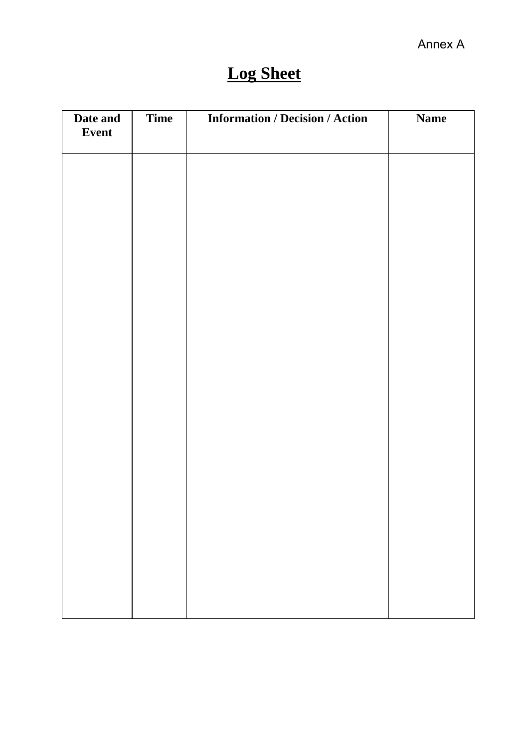Annex A

# Log Sheet

| Date and Event | Time | Information / Decision / Action | Name |
|---|---|---|---|
| | | | |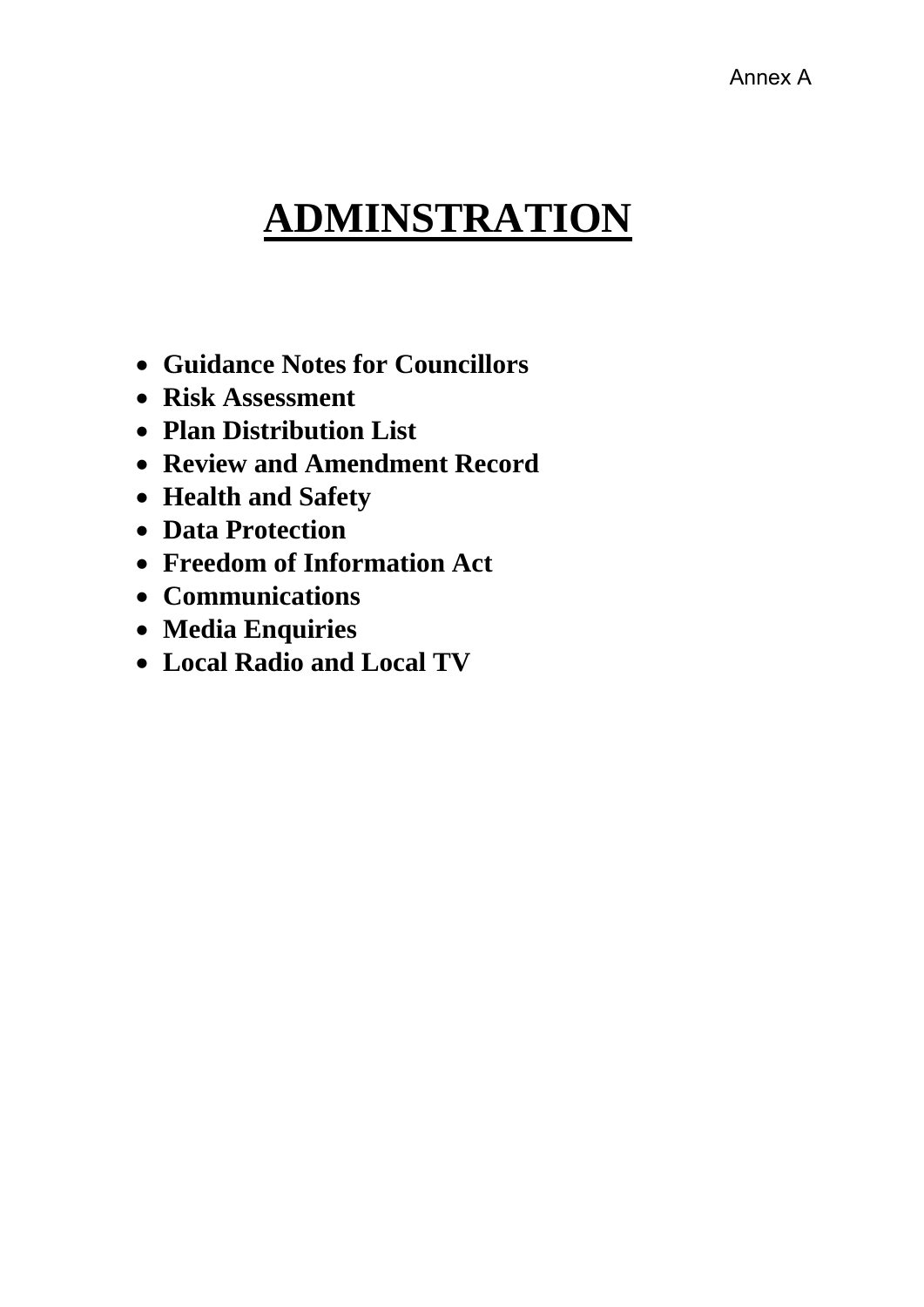Annex A

# ADMINSTRATION

- **Guidance Notes for Councillors**
- **Risk Assessment**
- **Plan Distribution List**
- **Review and Amendment Record**
- **Health and Safety**
- **Data Protection**
- **Freedom of Information Act**
- **Communications**
- **Media Enquiries**
- **Local Radio and Local TV**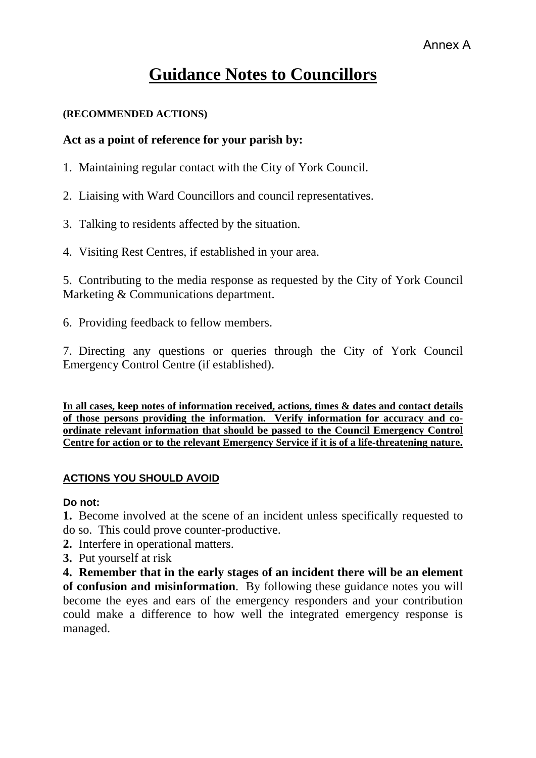Annex A

# Guidance Notes to Councillors

**(RECOMMENDED ACTIONS)**

### Act as a point of reference for your parish by:

1. Maintaining regular contact with the City of York Council.

2. Liaising with Ward Councillors and council representatives.

3. Talking to residents affected by the situation.

4. Visiting Rest Centres, if established in your area.

5. Contributing to the media response as requested by the City of York Council Marketing & Communications department.

6. Providing feedback to fellow members.

7. Directing any questions or queries through the City of York Council Emergency Control Centre (if established).

**In all cases, keep notes of information received, actions, times & dates and contact details of those persons providing the information. Verify information for accuracy and co-ordinate relevant information that should be passed to the Council Emergency Control Centre for action or to the relevant Emergency Service if it is of a life-threatening nature.**

### ACTIONS YOU SHOULD AVOID

**Do not:**

**1.** Become involved at the scene of an incident unless specifically requested to do so. This could prove counter-productive.

**2.** Interfere in operational matters.

**3.** Put yourself at risk

**4. Remember that in the early stages of an incident there will be an element of confusion and misinformation**. By following these guidance notes you will become the eyes and ears of the emergency responders and your contribution could make a difference to how well the integrated emergency response is managed.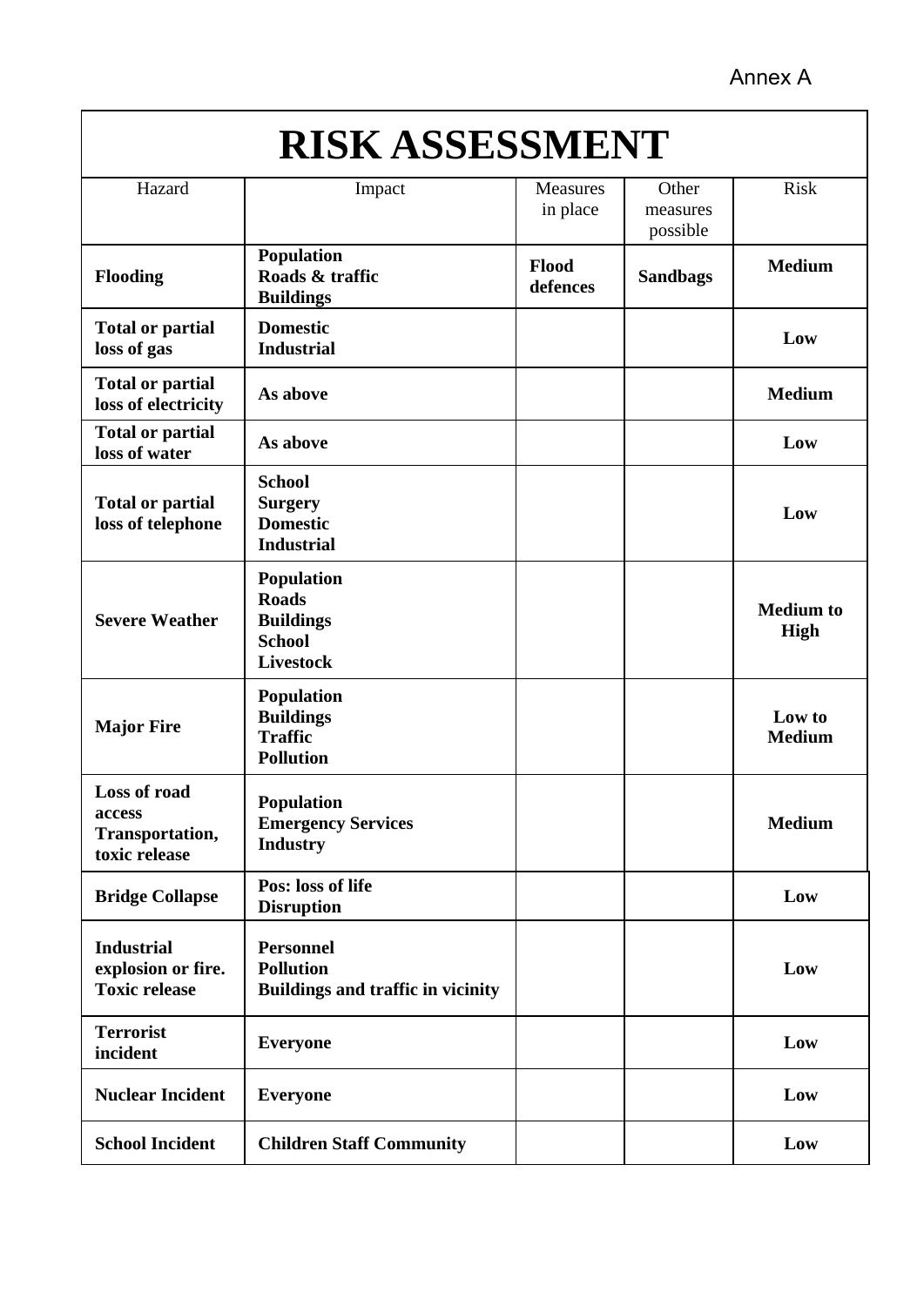Annex A

# RISK ASSESSMENT

| Hazard | Impact | Measures in place | Other measures possible | Risk |
|---|---|---|---|---|
| **Flooding** | **Population**<br>**Roads & traffic**<br>**Buildings** | **Flood defences** | **Sandbags** | **Medium** |
| **Total or partial loss of gas** | **Domestic**<br>**Industrial** | | | **Low** |
| **Total or partial loss of electricity** | **As above** | | | **Medium** |
| **Total or partial loss of water** | **As above** | | | **Low** |
| **Total or partial loss of telephone** | **School**<br>**Surgery**<br>**Domestic**<br>**Industrial** | | | **Low** |
| **Severe Weather** | **Population**<br>**Roads**<br>**Buildings**<br>**School**<br>**Livestock** | | | **Medium to High** |
| **Major Fire** | **Population**<br>**Buildings**<br>**Traffic**<br>**Pollution** | | | **Low to Medium** |
| **Loss of road access Transportation, toxic release** | **Population**<br>**Emergency Services**<br>**Industry** | | | **Medium** |
| **Bridge Collapse** | **Pos: loss of life**<br>**Disruption** | | | **Low** |
| **Industrial explosion or fire. Toxic release** | **Personnel**<br>**Pollution**<br>**Buildings and traffic in vicinity** | | | **Low** |
| **Terrorist incident** | **Everyone** | | | **Low** |
| **Nuclear Incident** | **Everyone** | | | **Low** |
| **School Incident** | **Children Staff Community** | | | **Low** |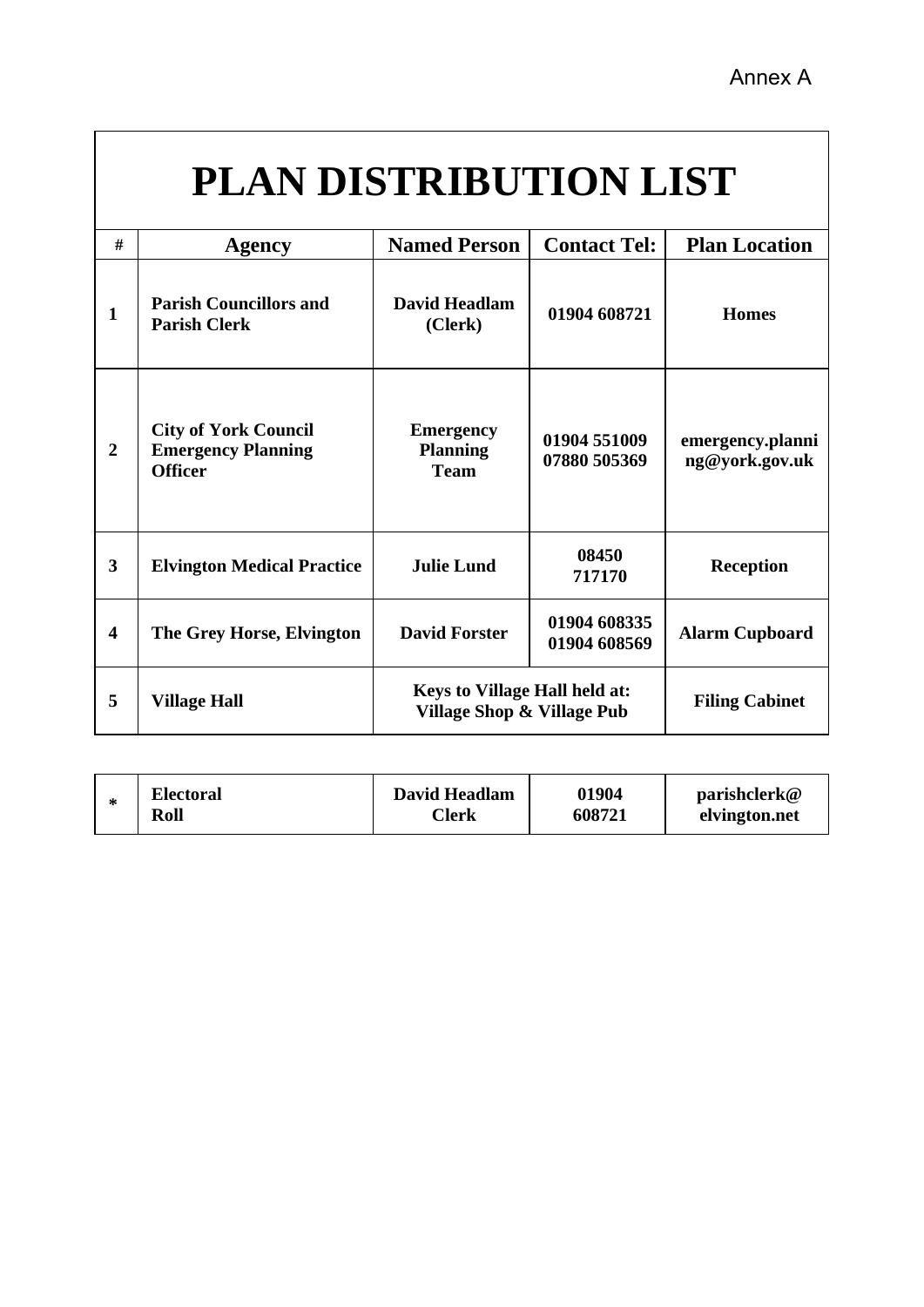Annex A

# PLAN DISTRIBUTION LIST

| # | Agency | Named Person | Contact Tel: | Plan Location |
|---|---|---|---|---|
| 1 | **Parish Councillors and Parish Clerk** | **David Headlam (Clerk)** | **01904 608721** | **Homes** |
| 2 | **City of York Council Emergency Planning Officer** | **Emergency Planning Team** | **01904 551009 07880 505369** | **emergency.planning@york.gov.uk** |
| 3 | **Elvington Medical Practice** | **Julie Lund** | **08450 717170** | **Reception** |
| 4 | **The Grey Horse, Elvington** | **David Forster** | **01904 608335 01904 608569** | **Alarm Cupboard** |
| 5 | **Village Hall** | **Keys to Village Hall held at: Village Shop & Village Pub** | | **Filing Cabinet** |

| * | Electoral Roll | David Headlam Clerk | 01904 608721 | parishclerk@elvington.net |
|---|---|---|---|---|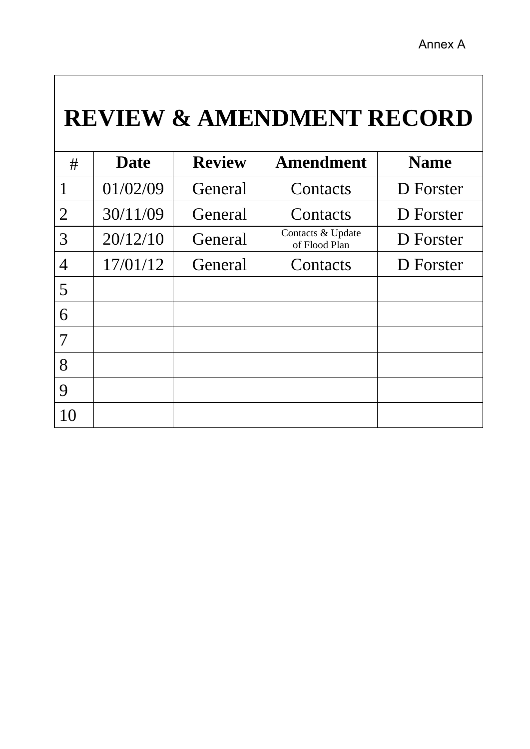Annex A

| REVIEW & AMENDMENT RECORD | | | | |
|---|---|---|---|---|
| # | **Date** | **Review** | **Amendment** | **Name** |
| 1 | 01/02/09 | General | Contacts | D Forster |
| 2 | 30/11/09 | General | Contacts | D Forster |
| 3 | 20/12/10 | General | Contacts & Update of Flood Plan | D Forster |
| 4 | 17/01/12 | General | Contacts | D Forster |
| 5 | | | | |
| 6 | | | | |
| 7 | | | | |
| 8 | | | | |
| 9 | | | | |
| 10 | | | | |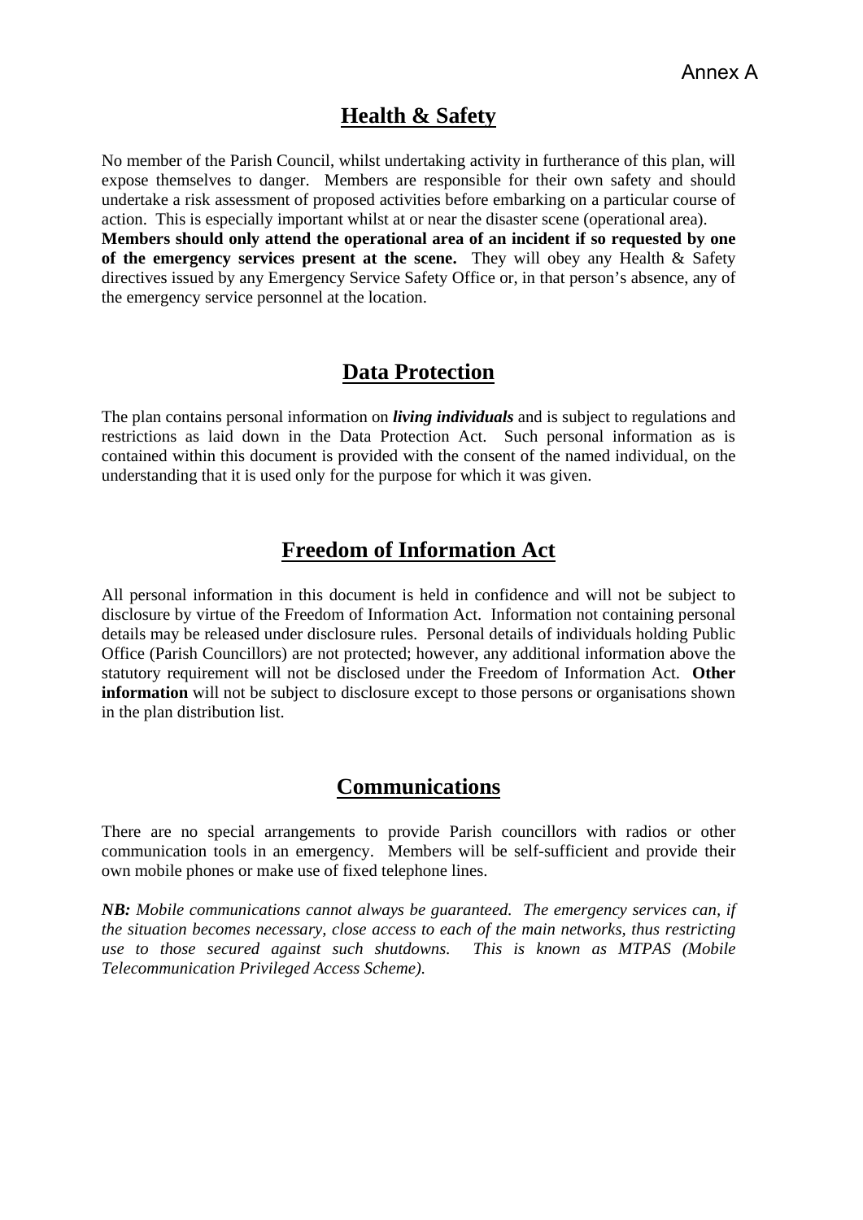Annex A

## Health & Safety

No member of the Parish Council, whilst undertaking activity in furtherance of this plan, will expose themselves to danger. Members are responsible for their own safety and should undertake a risk assessment of proposed activities before embarking on a particular course of action. This is especially important whilst at or near the disaster scene (operational area). **Members should only attend the operational area of an incident if so requested by one of the emergency services present at the scene.** They will obey any Health & Safety directives issued by any Emergency Service Safety Office or, in that person's absence, any of the emergency service personnel at the location.

## Data Protection

The plan contains personal information on ***living individuals*** and is subject to regulations and restrictions as laid down in the Data Protection Act. Such personal information as is contained within this document is provided with the consent of the named individual, on the understanding that it is used only for the purpose for which it was given.

## Freedom of Information Act

All personal information in this document is held in confidence and will not be subject to disclosure by virtue of the Freedom of Information Act. Information not containing personal details may be released under disclosure rules. Personal details of individuals holding Public Office (Parish Councillors) are not protected; however, any additional information above the statutory requirement will not be disclosed under the Freedom of Information Act. **Other information** will not be subject to disclosure except to those persons or organisations shown in the plan distribution list.

## Communications

There are no special arrangements to provide Parish councillors with radios or other communication tools in an emergency. Members will be self-sufficient and provide their own mobile phones or make use of fixed telephone lines.

***NB:*** *Mobile communications cannot always be guaranteed. The emergency services can, if the situation becomes necessary, close access to each of the main networks, thus restricting use to those secured against such shutdowns. This is known as MTPAS (Mobile Telecommunication Privileged Access Scheme).*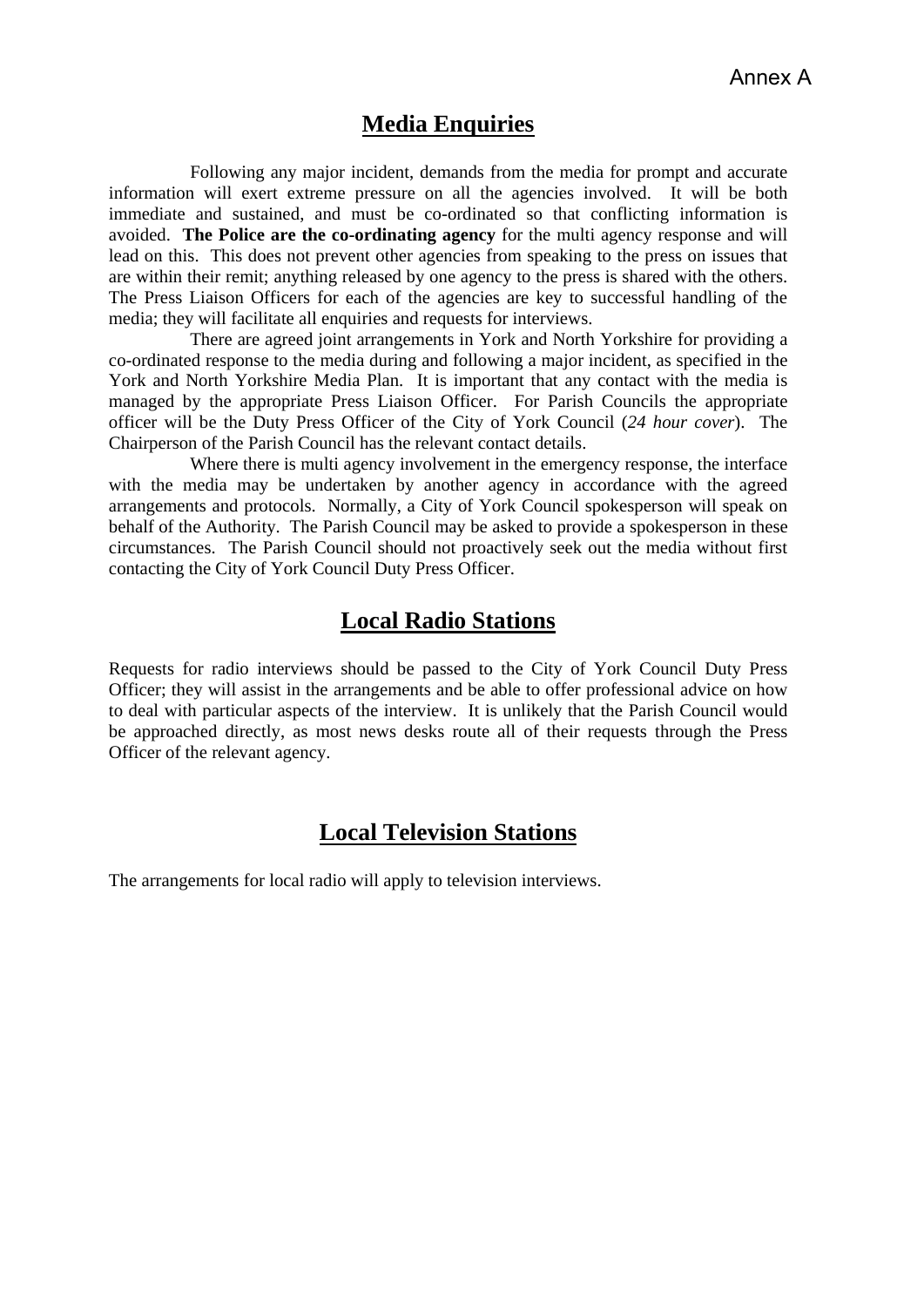Annex A

## Media Enquiries

Following any major incident, demands from the media for prompt and accurate information will exert extreme pressure on all the agencies involved. It will be both immediate and sustained, and must be co-ordinated so that conflicting information is avoided. **The Police are the co-ordinating agency** for the multi agency response and will lead on this. This does not prevent other agencies from speaking to the press on issues that are within their remit; anything released by one agency to the press is shared with the others. The Press Liaison Officers for each of the agencies are key to successful handling of the media; they will facilitate all enquiries and requests for interviews.

There are agreed joint arrangements in York and North Yorkshire for providing a co-ordinated response to the media during and following a major incident, as specified in the York and North Yorkshire Media Plan. It is important that any contact with the media is managed by the appropriate Press Liaison Officer. For Parish Councils the appropriate officer will be the Duty Press Officer of the City of York Council (*24 hour cover*). The Chairperson of the Parish Council has the relevant contact details.

Where there is multi agency involvement in the emergency response, the interface with the media may be undertaken by another agency in accordance with the agreed arrangements and protocols. Normally, a City of York Council spokesperson will speak on behalf of the Authority. The Parish Council may be asked to provide a spokesperson in these circumstances. The Parish Council should not proactively seek out the media without first contacting the City of York Council Duty Press Officer.

## Local Radio Stations

Requests for radio interviews should be passed to the City of York Council Duty Press Officer; they will assist in the arrangements and be able to offer professional advice on how to deal with particular aspects of the interview. It is unlikely that the Parish Council would be approached directly, as most news desks route all of their requests through the Press Officer of the relevant agency.

## Local Television Stations

The arrangements for local radio will apply to television interviews.